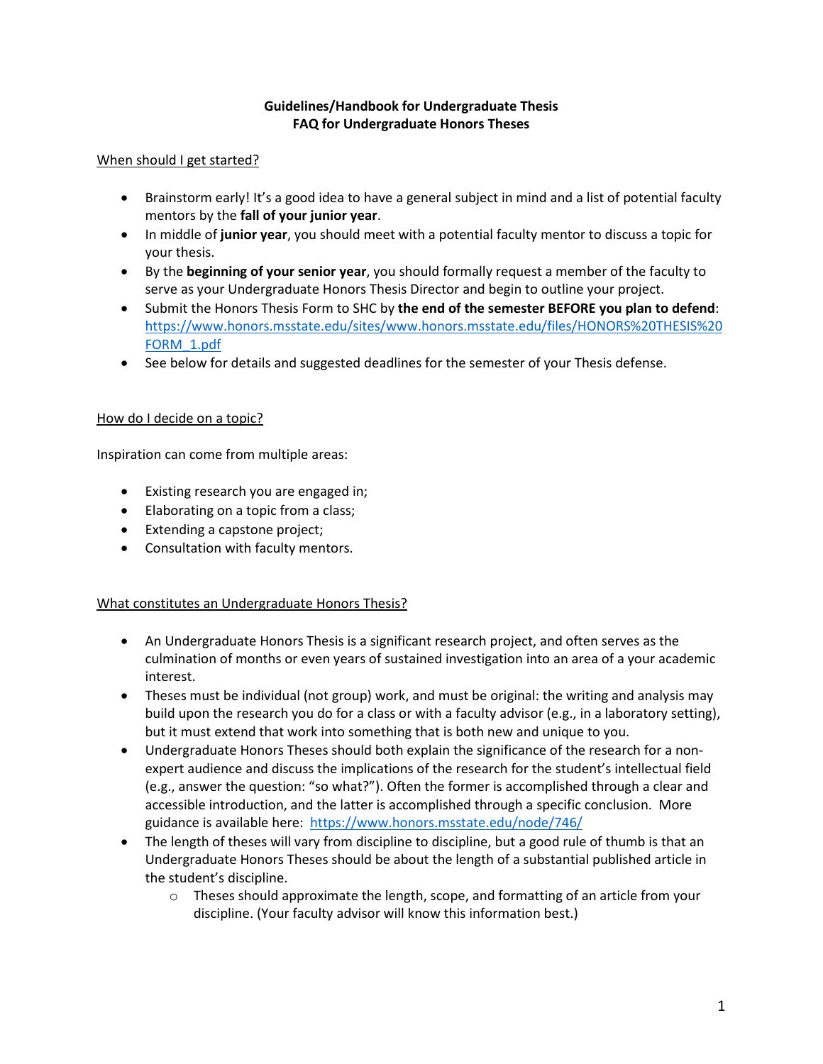# Guidelines/Handbook for Undergraduate Thesis
## FAQ for Undergraduate Honors Theses

### When should I get started?

- Brainstorm early! It's a good idea to have a general subject in mind and a list of potential faculty mentors by the **fall of your junior year**.
- In middle of **junior year**, you should meet with a potential faculty mentor to discuss a topic for your thesis.
- By the **beginning of your senior year**, you should formally request a member of the faculty to serve as your Undergraduate Honors Thesis Director and begin to outline your project.
- Submit the Honors Thesis Form to SHC by **the end of the semester BEFORE you plan to defend**: https://www.honors.msstate.edu/sites/www.honors.msstate.edu/files/HONORS%20THESIS%20FORM_1.pdf
- See below for details and suggested deadlines for the semester of your Thesis defense.

### How do I decide on a topic?

Inspiration can come from multiple areas:

- Existing research you are engaged in;
- Elaborating on a topic from a class;
- Extending a capstone project;
- Consultation with faculty mentors.

### What constitutes an Undergraduate Honors Thesis?

- An Undergraduate Honors Thesis is a significant research project, and often serves as the culmination of months or even years of sustained investigation into an area of a your academic interest.
- Theses must be individual (not group) work, and must be original: the writing and analysis may build upon the research you do for a class or with a faculty advisor (e.g., in a laboratory setting), but it must extend that work into something that is both new and unique to you.
- Undergraduate Honors Theses should both explain the significance of the research for a non-expert audience and discuss the implications of the research for the student's intellectual field (e.g., answer the question: "so what?"). Often the former is accomplished through a clear and accessible introduction, and the latter is accomplished through a specific conclusion. More guidance is available here: https://www.honors.msstate.edu/node/746/
- The length of theses will vary from discipline to discipline, but a good rule of thumb is that an Undergraduate Honors Theses should be about the length of a substantial published article in the student's discipline.
  - Theses should approximate the length, scope, and formatting of an article from your discipline. (Your faculty advisor will know this information best.)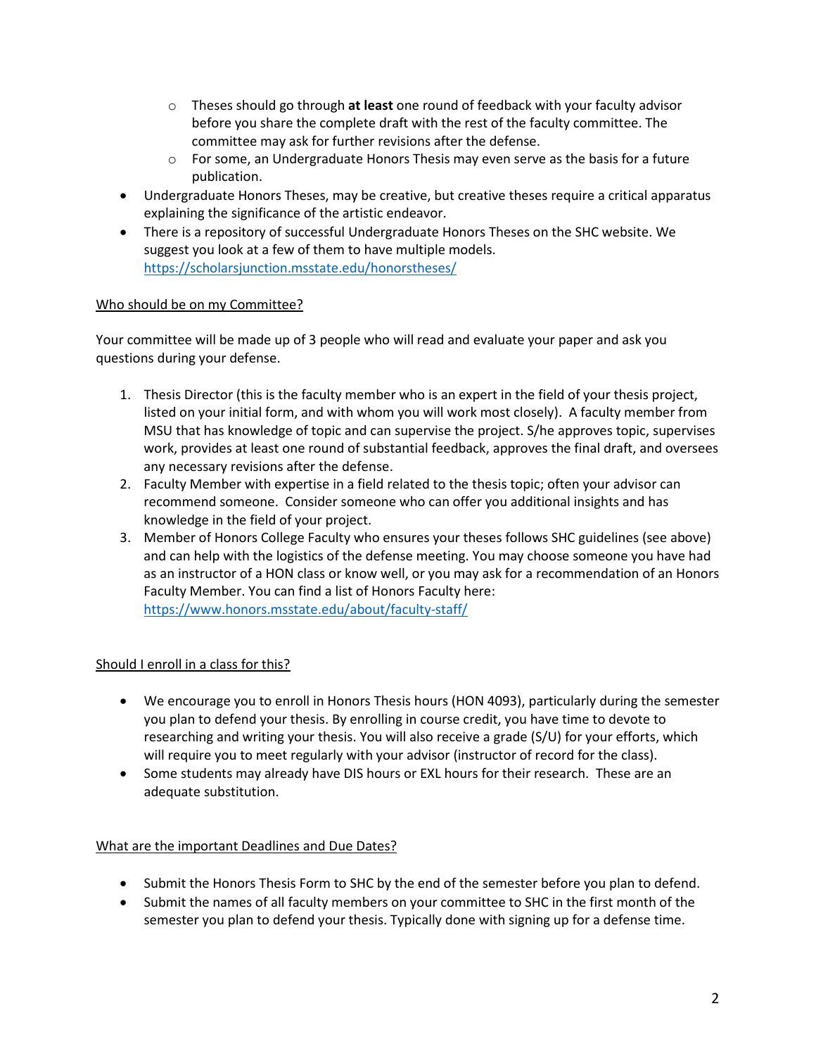- Theses should go through **at least** one round of feedback with your faculty advisor before you share the complete draft with the rest of the faculty committee. The committee may ask for further revisions after the defense.
    - For some, an Undergraduate Honors Thesis may even serve as the basis for a future publication.
- Undergraduate Honors Theses, may be creative, but creative theses require a critical apparatus explaining the significance of the artistic endeavor.
- There is a repository of successful Undergraduate Honors Theses on the SHC website. We suggest you look at a few of them to have multiple models. https://scholarsjunction.msstate.edu/honorstheses/

Who should be on my Committee?

Your committee will be made up of 3 people who will read and evaluate your paper and ask you questions during your defense.

1. Thesis Director (this is the faculty member who is an expert in the field of your thesis project, listed on your initial form, and with whom you will work most closely). A faculty member from MSU that has knowledge of topic and can supervise the project. S/he approves topic, supervises work, provides at least one round of substantial feedback, approves the final draft, and oversees any necessary revisions after the defense.
2. Faculty Member with expertise in a field related to the thesis topic; often your advisor can recommend someone. Consider someone who can offer you additional insights and has knowledge in the field of your project.
3. Member of Honors College Faculty who ensures your theses follows SHC guidelines (see above) and can help with the logistics of the defense meeting. You may choose someone you have had as an instructor of a HON class or know well, or you may ask for a recommendation of an Honors Faculty Member. You can find a list of Honors Faculty here: https://www.honors.msstate.edu/about/faculty-staff/

Should I enroll in a class for this?

- We encourage you to enroll in Honors Thesis hours (HON 4093), particularly during the semester you plan to defend your thesis. By enrolling in course credit, you have time to devote to researching and writing your thesis. You will also receive a grade (S/U) for your efforts, which will require you to meet regularly with your advisor (instructor of record for the class).
- Some students may already have DIS hours or EXL hours for their research. These are an adequate substitution.

What are the important Deadlines and Due Dates?

- Submit the Honors Thesis Form to SHC by the end of the semester before you plan to defend.
- Submit the names of all faculty members on your committee to SHC in the first month of the semester you plan to defend your thesis. Typically done with signing up for a defense time.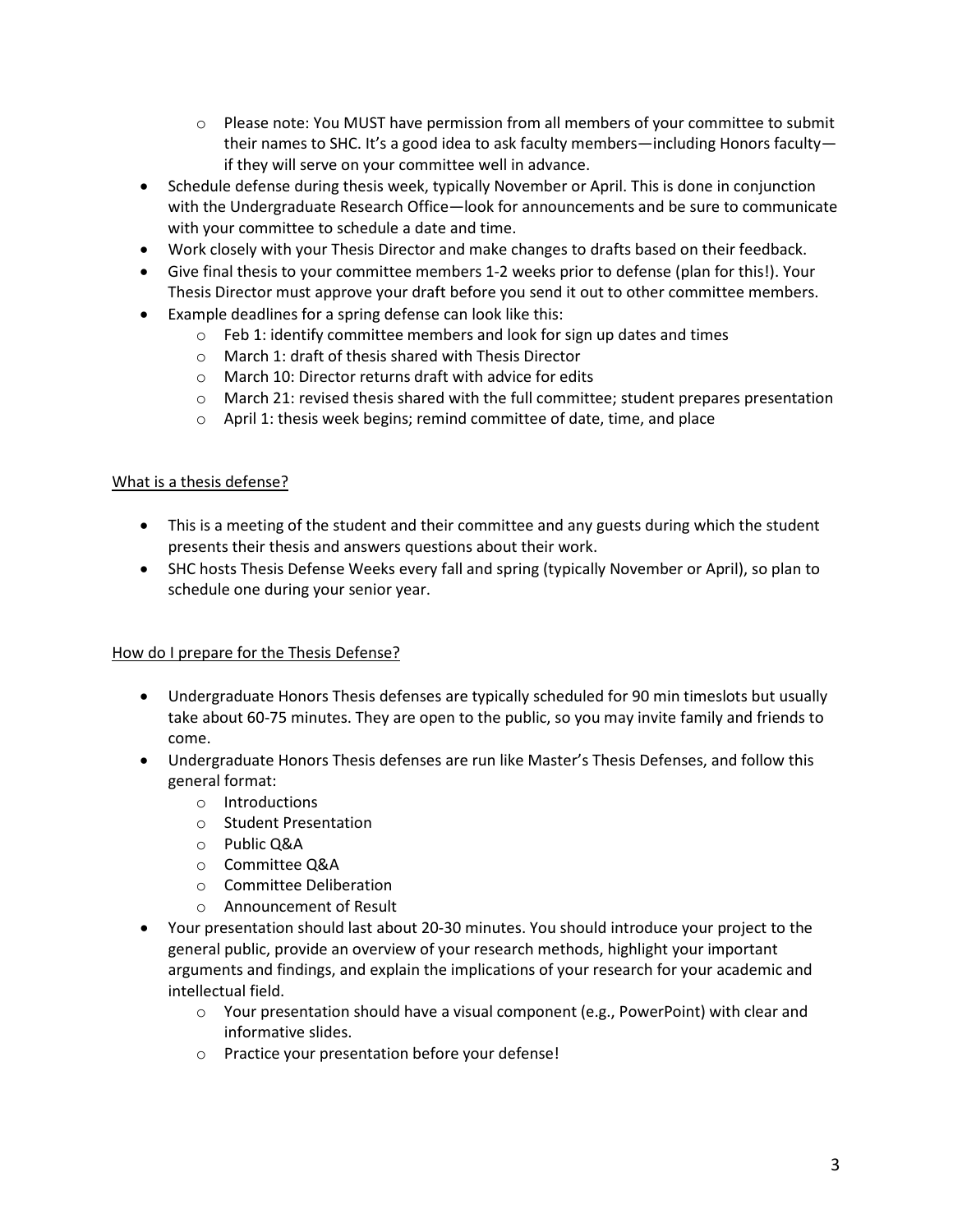- Please note: You MUST have permission from all members of your committee to submit their names to SHC. It's a good idea to ask faculty members—including Honors faculty—if they will serve on your committee well in advance.
- Schedule defense during thesis week, typically November or April. This is done in conjunction with the Undergraduate Research Office—look for announcements and be sure to communicate with your committee to schedule a date and time.
- Work closely with your Thesis Director and make changes to drafts based on their feedback.
- Give final thesis to your committee members 1-2 weeks prior to defense (plan for this!). Your Thesis Director must approve your draft before you send it out to other committee members.
- Example deadlines for a spring defense can look like this:
  - Feb 1: identify committee members and look for sign up dates and times
  - March 1: draft of thesis shared with Thesis Director
  - March 10: Director returns draft with advice for edits
  - March 21: revised thesis shared with the full committee; student prepares presentation
  - April 1: thesis week begins; remind committee of date, time, and place

<u>What is a thesis defense?</u>

- This is a meeting of the student and their committee and any guests during which the student presents their thesis and answers questions about their work.
- SHC hosts Thesis Defense Weeks every fall and spring (typically November or April), so plan to schedule one during your senior year.

<u>How do I prepare for the Thesis Defense?</u>

- Undergraduate Honors Thesis defenses are typically scheduled for 90 min timeslots but usually take about 60-75 minutes. They are open to the public, so you may invite family and friends to come.
- Undergraduate Honors Thesis defenses are run like Master's Thesis Defenses, and follow this general format:
  - Introductions
  - Student Presentation
  - Public Q&A
  - Committee Q&A
  - Committee Deliberation
  - Announcement of Result
- Your presentation should last about 20-30 minutes. You should introduce your project to the general public, provide an overview of your research methods, highlight your important arguments and findings, and explain the implications of your research for your academic and intellectual field.
  - Your presentation should have a visual component (e.g., PowerPoint) with clear and informative slides.
  - Practice your presentation before your defense!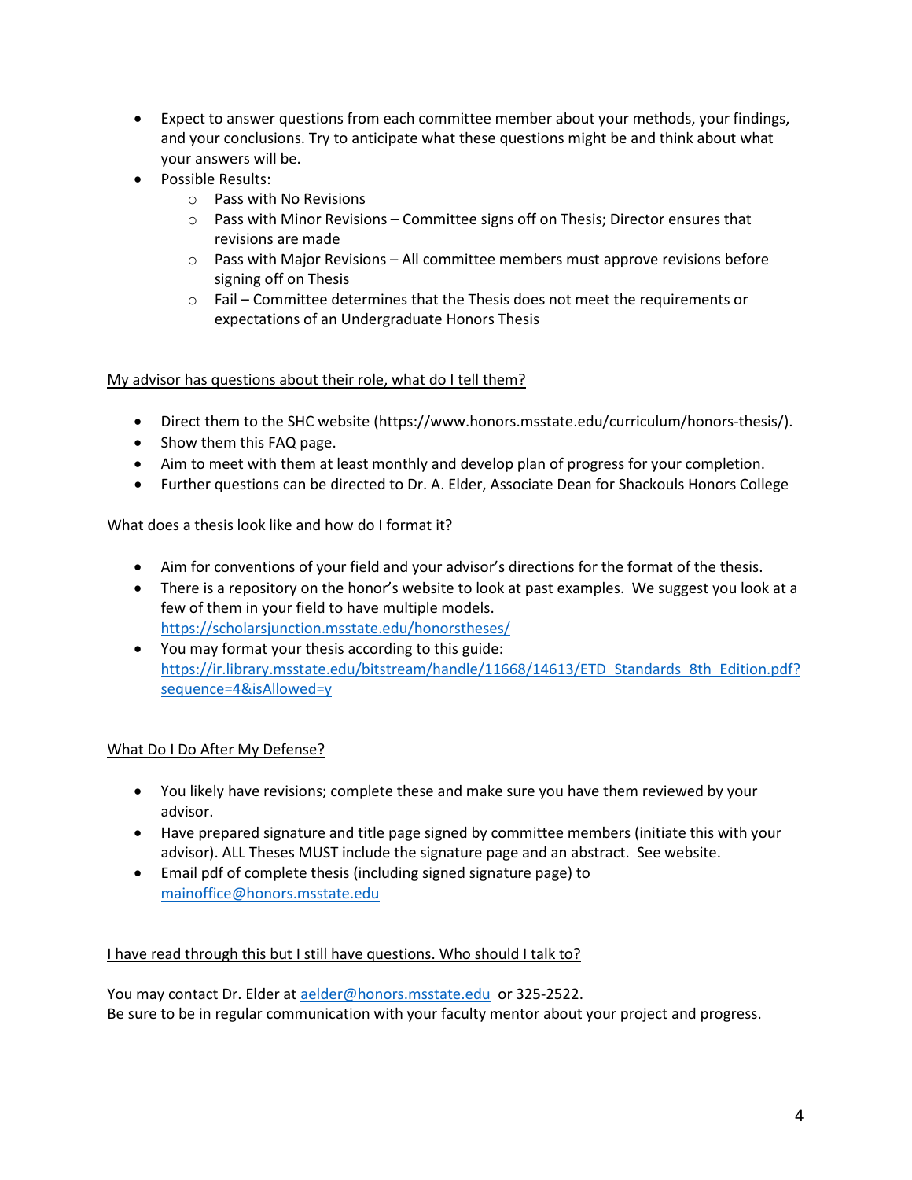- Expect to answer questions from each committee member about your methods, your findings, and your conclusions. Try to anticipate what these questions might be and think about what your answers will be.
- Possible Results:
  - Pass with No Revisions
  - Pass with Minor Revisions – Committee signs off on Thesis; Director ensures that revisions are made
  - Pass with Major Revisions – All committee members must approve revisions before signing off on Thesis
  - Fail – Committee determines that the Thesis does not meet the requirements or expectations of an Undergraduate Honors Thesis

<u>My advisor has questions about their role, what do I tell them?</u>

- Direct them to the SHC website (https://www.honors.msstate.edu/curriculum/honors-thesis/).
- Show them this FAQ page.
- Aim to meet with them at least monthly and develop plan of progress for your completion.
- Further questions can be directed to Dr. A. Elder, Associate Dean for Shackouls Honors College

<u>What does a thesis look like and how do I format it?</u>

- Aim for conventions of your field and your advisor's directions for the format of the thesis.
- There is a repository on the honor's website to look at past examples. We suggest you look at a few of them in your field to have multiple models. https://scholarsjunction.msstate.edu/honorstheses/
- You may format your thesis according to this guide: https://ir.library.msstate.edu/bitstream/handle/11668/14613/ETD_Standards_8th_Edition.pdf?sequence=4&isAllowed=y

<u>What Do I Do After My Defense?</u>

- You likely have revisions; complete these and make sure you have them reviewed by your advisor.
- Have prepared signature and title page signed by committee members (initiate this with your advisor). ALL Theses MUST include the signature page and an abstract. See website.
- Email pdf of complete thesis (including signed signature page) to mainoffice@honors.msstate.edu

<u>I have read through this but I still have questions. Who should I talk to?</u>

You may contact Dr. Elder at aelder@honors.msstate.edu or 325-2522.
Be sure to be in regular communication with your faculty mentor about your project and progress.